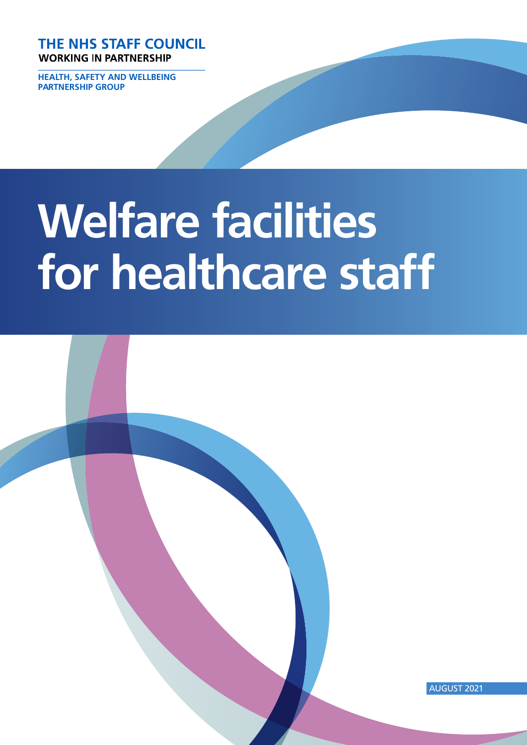THE NHS STAFF COUNCIL

WORKING IN PARTNERSHIP

HEALTH, SAFETY AND WELLBEING PARTNERSHIP GROUP

# Welfare facilities for healthcare staff

AUGUST 2021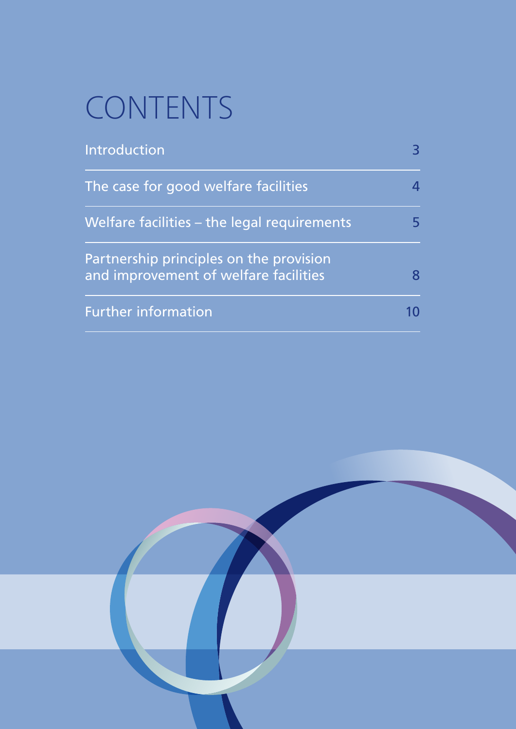# CONTENTS

| | |
|---|---|
| Introduction | 3 |
| The case for good welfare facilities | 4 |
| Welfare facilities – the legal requirements | 5 |
| Partnership principles on the provision and improvement of welfare facilities | 8 |
| Further information | 10 |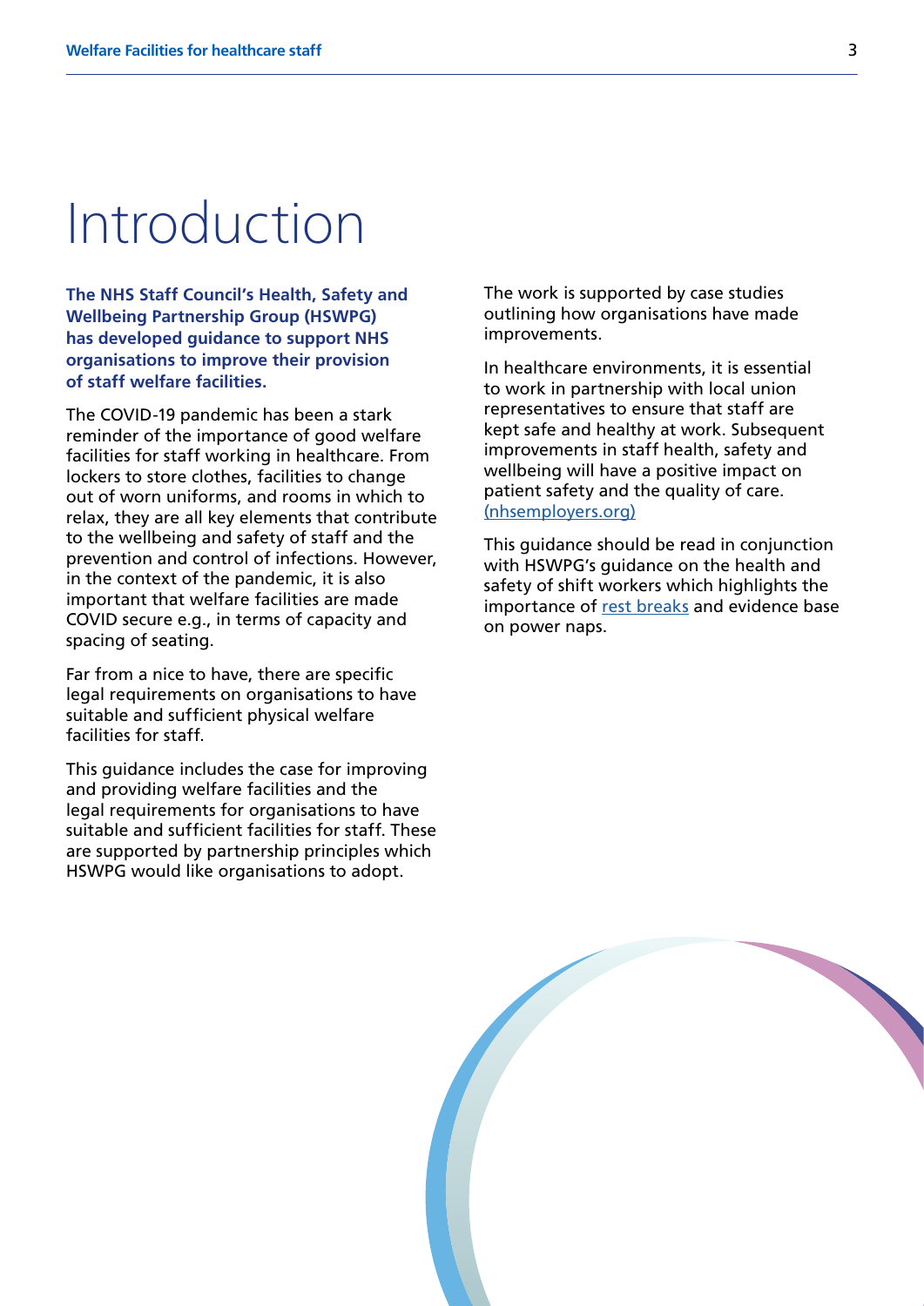# Introduction

**The NHS Staff Council's Health, Safety and Wellbeing Partnership Group (HSWPG) has developed guidance to support NHS organisations to improve their provision of staff welfare facilities.**

The COVID-19 pandemic has been a stark reminder of the importance of good welfare facilities for staff working in healthcare. From lockers to store clothes, facilities to change out of worn uniforms, and rooms in which to relax, they are all key elements that contribute to the wellbeing and safety of staff and the prevention and control of infections. However, in the context of the pandemic, it is also important that welfare facilities are made COVID secure e.g., in terms of capacity and spacing of seating.

Far from a nice to have, there are specific legal requirements on organisations to have suitable and sufficient physical welfare facilities for staff.

This guidance includes the case for improving and providing welfare facilities and the legal requirements for organisations to have suitable and sufficient facilities for staff. These are supported by partnership principles which HSWPG would like organisations to adopt.

The work is supported by case studies outlining how organisations have made improvements.

In healthcare environments, it is essential to work in partnership with local union representatives to ensure that staff are kept safe and healthy at work. Subsequent improvements in staff health, safety and wellbeing will have a positive impact on patient safety and the quality of care. (nhsemployers.org)

This guidance should be read in conjunction with HSWPG's guidance on the health and safety of shift workers which highlights the importance of rest breaks and evidence base on power naps.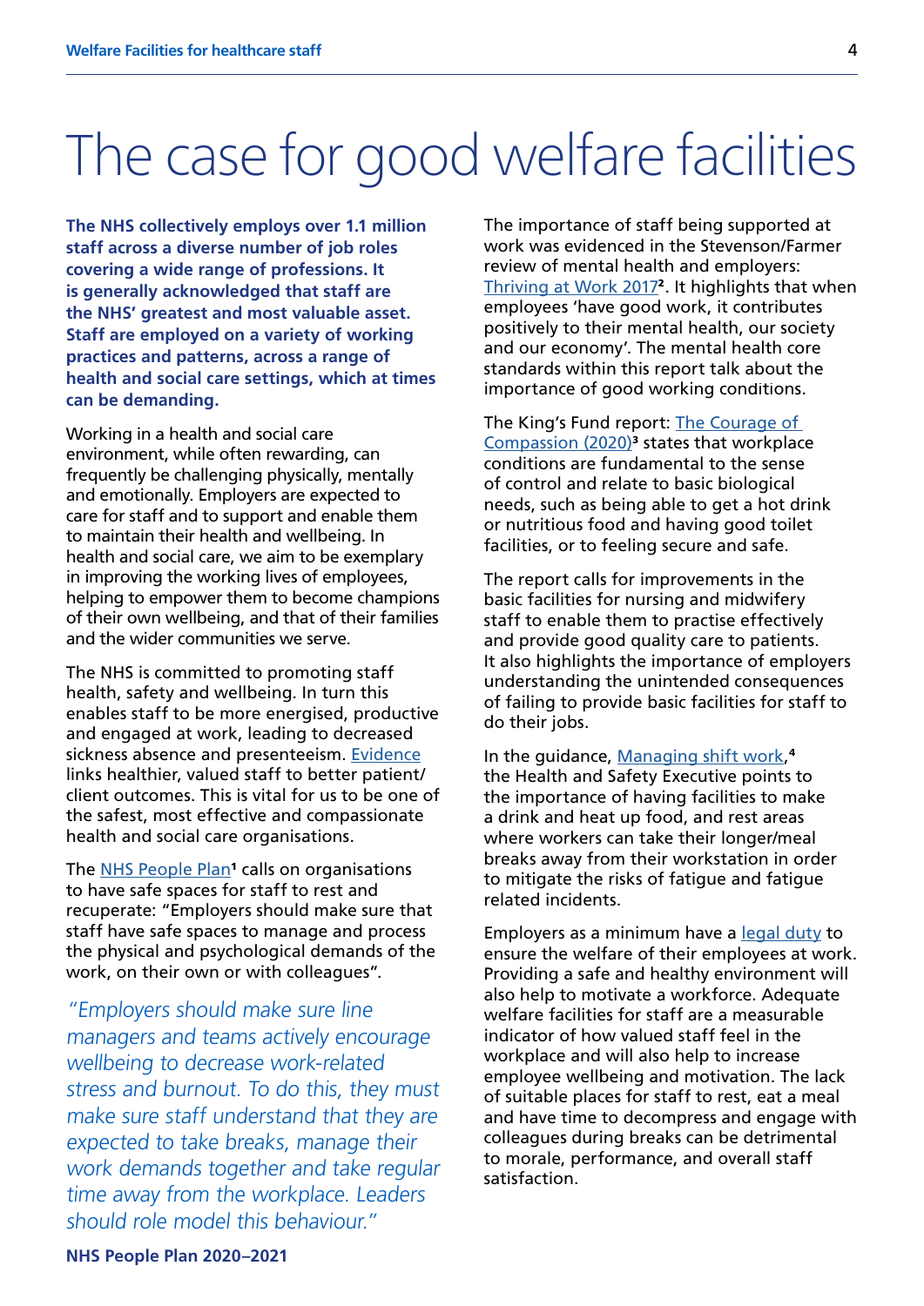# The case for good welfare facilities

**The NHS collectively employs over 1.1 million staff across a diverse number of job roles covering a wide range of professions. It is generally acknowledged that staff are the NHS' greatest and most valuable asset. Staff are employed on a variety of working practices and patterns, across a range of health and social care settings, which at times can be demanding.**

Working in a health and social care environment, while often rewarding, can frequently be challenging physically, mentally and emotionally. Employers are expected to care for staff and to support and enable them to maintain their health and wellbeing. In health and social care, we aim to be exemplary in improving the working lives of employees, helping to empower them to become champions of their own wellbeing, and that of their families and the wider communities we serve.

The NHS is committed to promoting staff health, safety and wellbeing. In turn this enables staff to be more energised, productive and engaged at work, leading to decreased sickness absence and presenteeism. Evidence links healthier, valued staff to better patient/client outcomes. This is vital for us to be one of the safest, most effective and compassionate health and social care organisations.

The NHS People Plan[1] calls on organisations to have safe spaces for staff to rest and recuperate: "Employers should make sure that staff have safe spaces to manage and process the physical and psychological demands of the work, on their own or with colleagues".

> *"Employers should make sure line managers and teams actively encourage wellbeing to decrease work-related stress and burnout. To do this, they must make sure staff understand that they are expected to take breaks, manage their work demands together and take regular time away from the workplace. Leaders should role model this behaviour."*
>
> **NHS People Plan 2020–2021**

The importance of staff being supported at work was evidenced in the Stevenson/Farmer review of mental health and employers: Thriving at Work 2017[2]. It highlights that when employees 'have good work, it contributes positively to their mental health, our society and our economy'. The mental health core standards within this report talk about the importance of good working conditions.

The King's Fund report: The Courage of Compassion (2020)[3] states that workplace conditions are fundamental to the sense of control and relate to basic biological needs, such as being able to get a hot drink or nutritious food and having good toilet facilities, or to feeling secure and safe.

The report calls for improvements in the basic facilities for nursing and midwifery staff to enable them to practise effectively and provide good quality care to patients. It also highlights the importance of employers understanding the unintended consequences of failing to provide basic facilities for staff to do their jobs.

In the guidance, Managing shift work,[4] the Health and Safety Executive points to the importance of having facilities to make a drink and heat up food, and rest areas where workers can take their longer/meal breaks away from their workstation in order to mitigate the risks of fatigue and fatigue related incidents.

Employers as a minimum have a legal duty to ensure the welfare of their employees at work. Providing a safe and healthy environment will also help to motivate a workforce. Adequate welfare facilities for staff are a measurable indicator of how valued staff feel in the workplace and will also help to increase employee wellbeing and motivation. The lack of suitable places for staff to rest, eat a meal and have time to decompress and engage with colleagues during breaks can be detrimental to morale, performance, and overall staff satisfaction.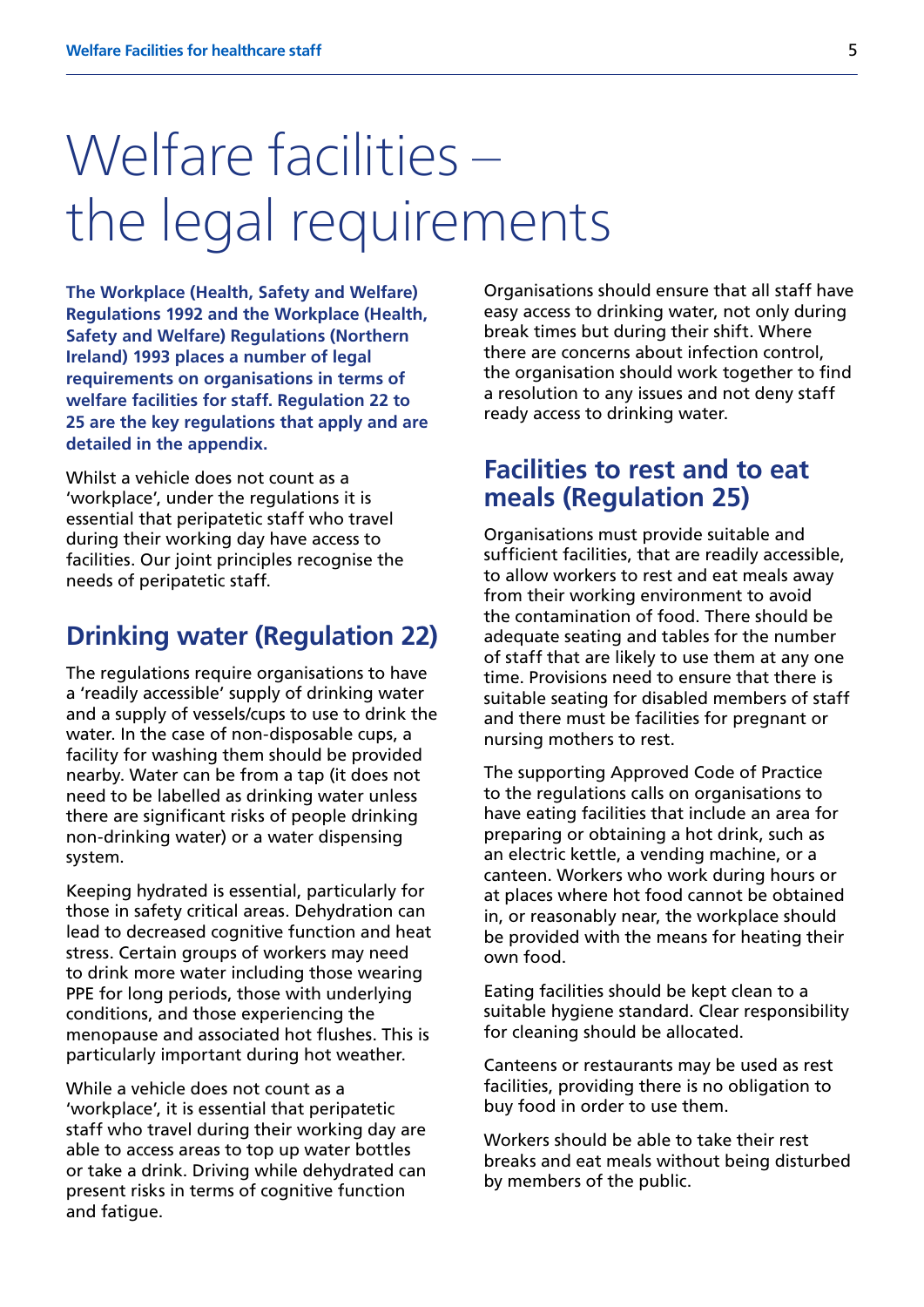# Welfare facilities – the legal requirements

**The Workplace (Health, Safety and Welfare) Regulations 1992 and the Workplace (Health, Safety and Welfare) Regulations (Northern Ireland) 1993 places a number of legal requirements on organisations in terms of welfare facilities for staff. Regulation 22 to 25 are the key regulations that apply and are detailed in the appendix.**

Whilst a vehicle does not count as a 'workplace', under the regulations it is essential that peripatetic staff who travel during their working day have access to facilities. Our joint principles recognise the needs of peripatetic staff.

## Drinking water (Regulation 22)

The regulations require organisations to have a 'readily accessible' supply of drinking water and a supply of vessels/cups to use to drink the water. In the case of non-disposable cups, a facility for washing them should be provided nearby. Water can be from a tap (it does not need to be labelled as drinking water unless there are significant risks of people drinking non-drinking water) or a water dispensing system.

Keeping hydrated is essential, particularly for those in safety critical areas. Dehydration can lead to decreased cognitive function and heat stress. Certain groups of workers may need to drink more water including those wearing PPE for long periods, those with underlying conditions, and those experiencing the menopause and associated hot flushes. This is particularly important during hot weather.

While a vehicle does not count as a 'workplace', it is essential that peripatetic staff who travel during their working day are able to access areas to top up water bottles or take a drink. Driving while dehydrated can present risks in terms of cognitive function and fatigue.

Organisations should ensure that all staff have easy access to drinking water, not only during break times but during their shift. Where there are concerns about infection control, the organisation should work together to find a resolution to any issues and not deny staff ready access to drinking water.

## Facilities to rest and to eat meals (Regulation 25)

Organisations must provide suitable and sufficient facilities, that are readily accessible, to allow workers to rest and eat meals away from their working environment to avoid the contamination of food. There should be adequate seating and tables for the number of staff that are likely to use them at any one time. Provisions need to ensure that there is suitable seating for disabled members of staff and there must be facilities for pregnant or nursing mothers to rest.

The supporting Approved Code of Practice to the regulations calls on organisations to have eating facilities that include an area for preparing or obtaining a hot drink, such as an electric kettle, a vending machine, or a canteen. Workers who work during hours or at places where hot food cannot be obtained in, or reasonably near, the workplace should be provided with the means for heating their own food.

Eating facilities should be kept clean to a suitable hygiene standard. Clear responsibility for cleaning should be allocated.

Canteens or restaurants may be used as rest facilities, providing there is no obligation to buy food in order to use them.

Workers should be able to take their rest breaks and eat meals without being disturbed by members of the public.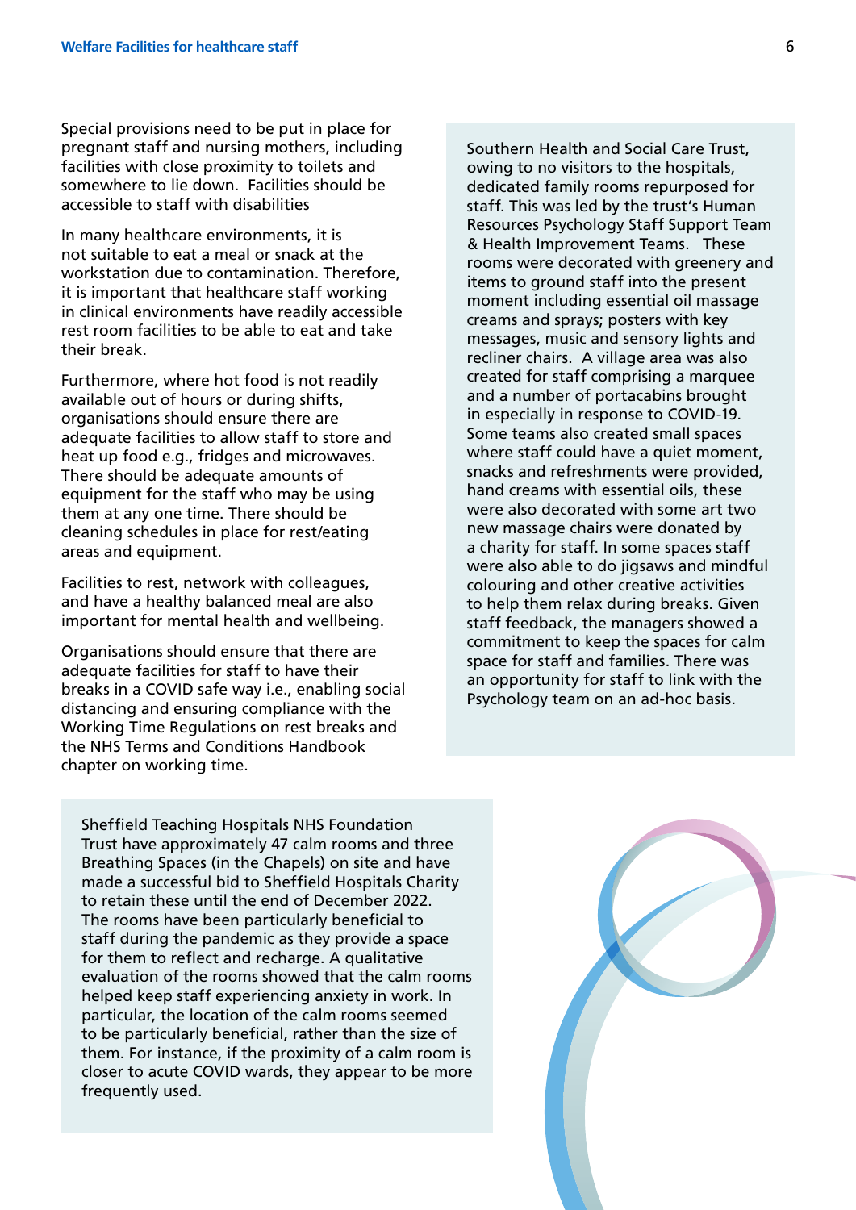Special provisions need to be put in place for pregnant staff and nursing mothers, including facilities with close proximity to toilets and somewhere to lie down. Facilities should be accessible to staff with disabilities

In many healthcare environments, it is not suitable to eat a meal or snack at the workstation due to contamination. Therefore, it is important that healthcare staff working in clinical environments have readily accessible rest room facilities to be able to eat and take their break.

Furthermore, where hot food is not readily available out of hours or during shifts, organisations should ensure there are adequate facilities to allow staff to store and heat up food e.g., fridges and microwaves. There should be adequate amounts of equipment for the staff who may be using them at any one time. There should be cleaning schedules in place for rest/eating areas and equipment.

Facilities to rest, network with colleagues, and have a healthy balanced meal are also important for mental health and wellbeing.

Organisations should ensure that there are adequate facilities for staff to have their breaks in a COVID safe way i.e., enabling social distancing and ensuring compliance with the Working Time Regulations on rest breaks and the NHS Terms and Conditions Handbook chapter on working time.

Southern Health and Social Care Trust, owing to no visitors to the hospitals, dedicated family rooms repurposed for staff. This was led by the trust's Human Resources Psychology Staff Support Team & Health Improvement Teams. These rooms were decorated with greenery and items to ground staff into the present moment including essential oil massage creams and sprays; posters with key messages, music and sensory lights and recliner chairs. A village area was also created for staff comprising a marquee and a number of portacabins brought in especially in response to COVID-19. Some teams also created small spaces where staff could have a quiet moment, snacks and refreshments were provided, hand creams with essential oils, these were also decorated with some art two new massage chairs were donated by a charity for staff. In some spaces staff were also able to do jigsaws and mindful colouring and other creative activities to help them relax during breaks. Given staff feedback, the managers showed a commitment to keep the spaces for calm space for staff and families. There was an opportunity for staff to link with the Psychology team on an ad-hoc basis.

Sheffield Teaching Hospitals NHS Foundation Trust have approximately 47 calm rooms and three Breathing Spaces (in the Chapels) on site and have made a successful bid to Sheffield Hospitals Charity to retain these until the end of December 2022. The rooms have been particularly beneficial to staff during the pandemic as they provide a space for them to reflect and recharge. A qualitative evaluation of the rooms showed that the calm rooms helped keep staff experiencing anxiety in work. In particular, the location of the calm rooms seemed to be particularly beneficial, rather than the size of them. For instance, if the proximity of a calm room is closer to acute COVID wards, they appear to be more frequently used.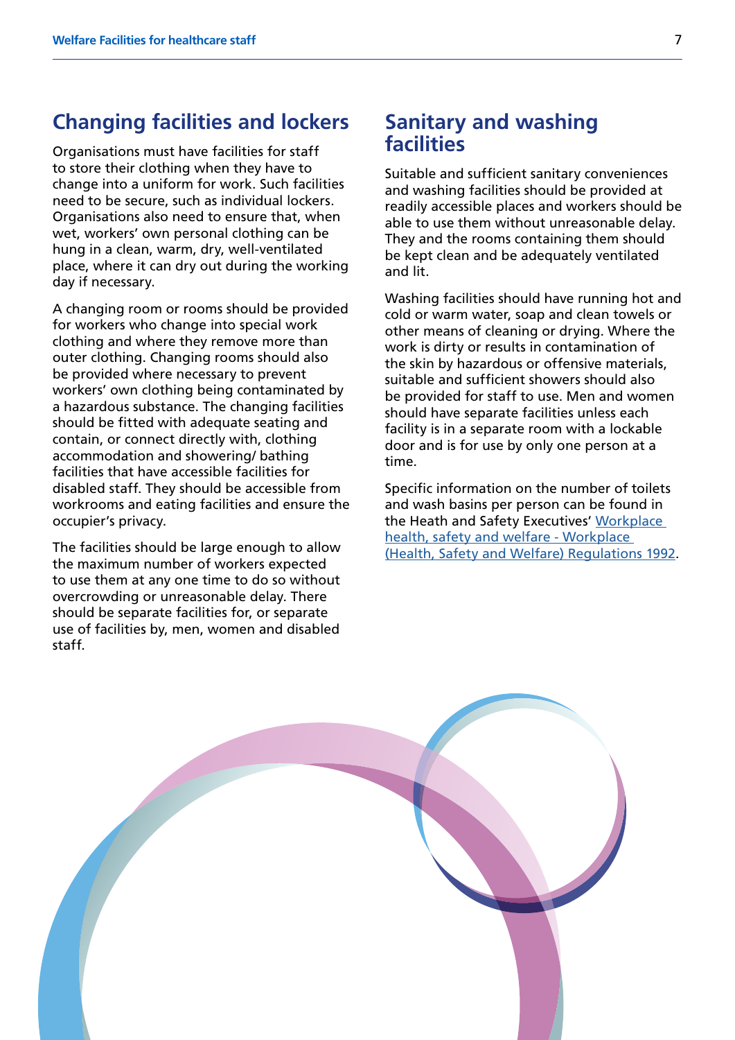## Changing facilities and lockers

Organisations must have facilities for staff to store their clothing when they have to change into a uniform for work. Such facilities need to be secure, such as individual lockers. Organisations also need to ensure that, when wet, workers' own personal clothing can be hung in a clean, warm, dry, well-ventilated place, where it can dry out during the working day if necessary.

A changing room or rooms should be provided for workers who change into special work clothing and where they remove more than outer clothing. Changing rooms should also be provided where necessary to prevent workers' own clothing being contaminated by a hazardous substance. The changing facilities should be fitted with adequate seating and contain, or connect directly with, clothing accommodation and showering/ bathing facilities that have accessible facilities for disabled staff. They should be accessible from workrooms and eating facilities and ensure the occupier's privacy.

The facilities should be large enough to allow the maximum number of workers expected to use them at any one time to do so without overcrowding or unreasonable delay. There should be separate facilities for, or separate use of facilities by, men, women and disabled staff.

## Sanitary and washing facilities

Suitable and sufficient sanitary conveniences and washing facilities should be provided at readily accessible places and workers should be able to use them without unreasonable delay. They and the rooms containing them should be kept clean and be adequately ventilated and lit.

Washing facilities should have running hot and cold or warm water, soap and clean towels or other means of cleaning or drying. Where the work is dirty or results in contamination of the skin by hazardous or offensive materials, suitable and sufficient showers should also be provided for staff to use. Men and women should have separate facilities unless each facility is in a separate room with a lockable door and is for use by only one person at a time.

Specific information on the number of toilets and wash basins per person can be found in the Heath and Safety Executives' Workplace health, safety and welfare - Workplace (Health, Safety and Welfare) Regulations 1992.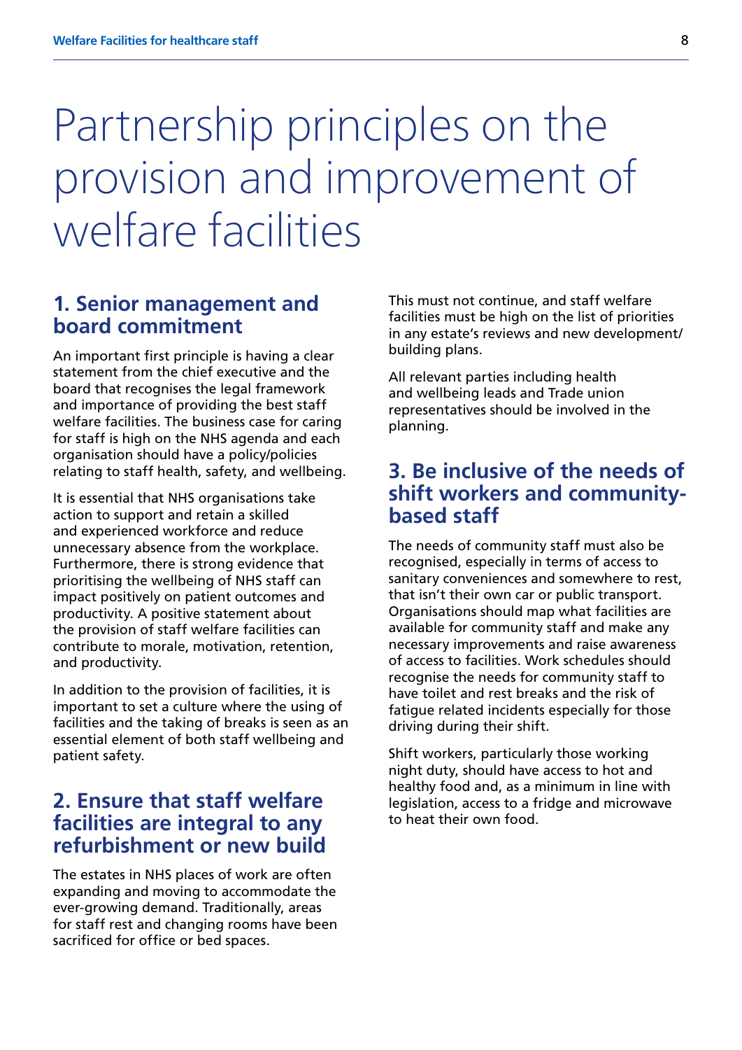# Partnership principles on the provision and improvement of welfare facilities

## 1. Senior management and board commitment

An important first principle is having a clear statement from the chief executive and the board that recognises the legal framework and importance of providing the best staff welfare facilities. The business case for caring for staff is high on the NHS agenda and each organisation should have a policy/policies relating to staff health, safety, and wellbeing.

It is essential that NHS organisations take action to support and retain a skilled and experienced workforce and reduce unnecessary absence from the workplace. Furthermore, there is strong evidence that prioritising the wellbeing of NHS staff can impact positively on patient outcomes and productivity. A positive statement about the provision of staff welfare facilities can contribute to morale, motivation, retention, and productivity.

In addition to the provision of facilities, it is important to set a culture where the using of facilities and the taking of breaks is seen as an essential element of both staff wellbeing and patient safety.

## 2. Ensure that staff welfare facilities are integral to any refurbishment or new build

The estates in NHS places of work are often expanding and moving to accommodate the ever-growing demand. Traditionally, areas for staff rest and changing rooms have been sacrificed for office or bed spaces.

This must not continue, and staff welfare facilities must be high on the list of priorities in any estate's reviews and new development/building plans.

All relevant parties including health and wellbeing leads and Trade union representatives should be involved in the planning.

## 3. Be inclusive of the needs of shift workers and community-based staff

The needs of community staff must also be recognised, especially in terms of access to sanitary conveniences and somewhere to rest, that isn't their own car or public transport. Organisations should map what facilities are available for community staff and make any necessary improvements and raise awareness of access to facilities. Work schedules should recognise the needs for community staff to have toilet and rest breaks and the risk of fatigue related incidents especially for those driving during their shift.

Shift workers, particularly those working night duty, should have access to hot and healthy food and, as a minimum in line with legislation, access to a fridge and microwave to heat their own food.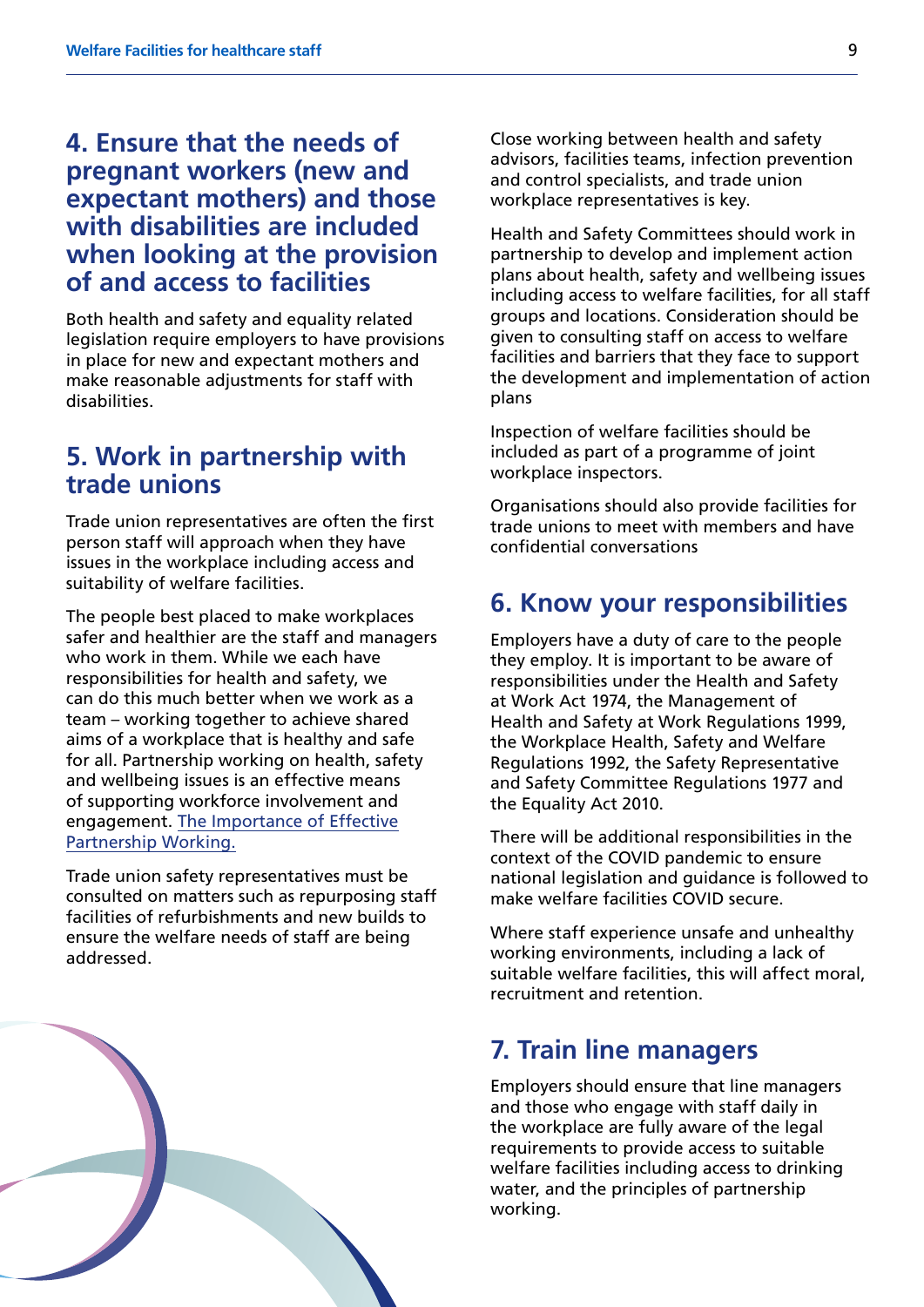## 4. Ensure that the needs of pregnant workers (new and expectant mothers) and those with disabilities are included when looking at the provision of and access to facilities

Both health and safety and equality related legislation require employers to have provisions in place for new and expectant mothers and make reasonable adjustments for staff with disabilities.

## 5. Work in partnership with trade unions

Trade union representatives are often the first person staff will approach when they have issues in the workplace including access and suitability of welfare facilities.

The people best placed to make workplaces safer and healthier are the staff and managers who work in them. While we each have responsibilities for health and safety, we can do this much better when we work as a team – working together to achieve shared aims of a workplace that is healthy and safe for all. Partnership working on health, safety and wellbeing issues is an effective means of supporting workforce involvement and engagement. The Importance of Effective Partnership Working.

Trade union safety representatives must be consulted on matters such as repurposing staff facilities of refurbishments and new builds to ensure the welfare needs of staff are being addressed.

Close working between health and safety advisors, facilities teams, infection prevention and control specialists, and trade union workplace representatives is key.

Health and Safety Committees should work in partnership to develop and implement action plans about health, safety and wellbeing issues including access to welfare facilities, for all staff groups and locations. Consideration should be given to consulting staff on access to welfare facilities and barriers that they face to support the development and implementation of action plans

Inspection of welfare facilities should be included as part of a programme of joint workplace inspectors.

Organisations should also provide facilities for trade unions to meet with members and have confidential conversations

## 6. Know your responsibilities

Employers have a duty of care to the people they employ. It is important to be aware of responsibilities under the Health and Safety at Work Act 1974, the Management of Health and Safety at Work Regulations 1999, the Workplace Health, Safety and Welfare Regulations 1992, the Safety Representative and Safety Committee Regulations 1977 and the Equality Act 2010.

There will be additional responsibilities in the context of the COVID pandemic to ensure national legislation and guidance is followed to make welfare facilities COVID secure.

Where staff experience unsafe and unhealthy working environments, including a lack of suitable welfare facilities, this will affect moral, recruitment and retention.

## 7. Train line managers

Employers should ensure that line managers and those who engage with staff daily in the workplace are fully aware of the legal requirements to provide access to suitable welfare facilities including access to drinking water, and the principles of partnership working.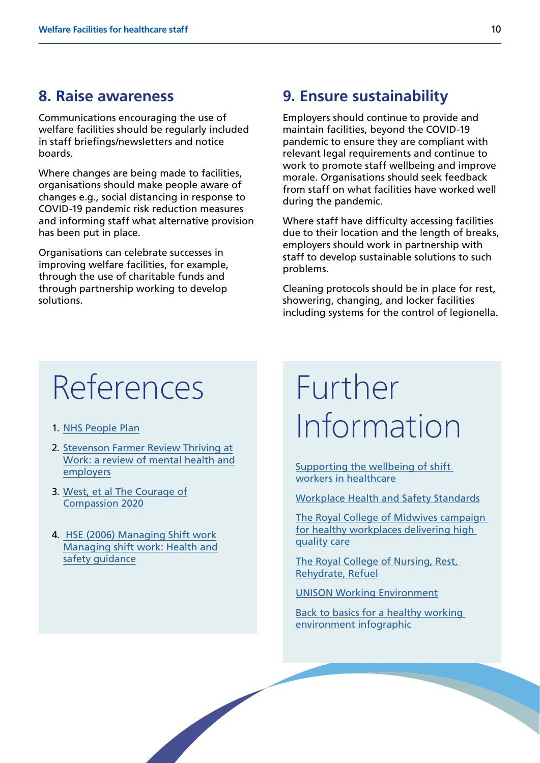## 8. Raise awareness

Communications encouraging the use of welfare facilities should be regularly included in staff briefings/newsletters and notice boards.

Where changes are being made to facilities, organisations should make people aware of changes e.g., social distancing in response to COVID-19 pandemic risk reduction measures and informing staff what alternative provision has been put in place.

Organisations can celebrate successes in improving welfare facilities, for example, through the use of charitable funds and through partnership working to develop solutions.

## 9. Ensure sustainability

Employers should continue to provide and maintain facilities, beyond the COVID-19 pandemic to ensure they are compliant with relevant legal requirements and continue to work to promote staff wellbeing and improve morale. Organisations should seek feedback from staff on what facilities have worked well during the pandemic.

Where staff have difficulty accessing facilities due to their location and the length of breaks, employers should work in partnership with staff to develop sustainable solutions to such problems.

Cleaning protocols should be in place for rest, showering, changing, and locker facilities including systems for the control of legionella.

# References

1. NHS People Plan
2. Stevenson Farmer Review Thriving at Work: a review of mental health and employers
3. West, et al The Courage of Compassion 2020
4. HSE (2006) Managing Shift work Managing shift work: Health and safety guidance

# Further Information

Supporting the wellbeing of shift workers in healthcare

Workplace Health and Safety Standards

The Royal College of Midwives campaign for healthy workplaces delivering high quality care

The Royal College of Nursing, Rest, Rehydrate, Refuel

UNISON Working Environment

Back to basics for a healthy working environment infographic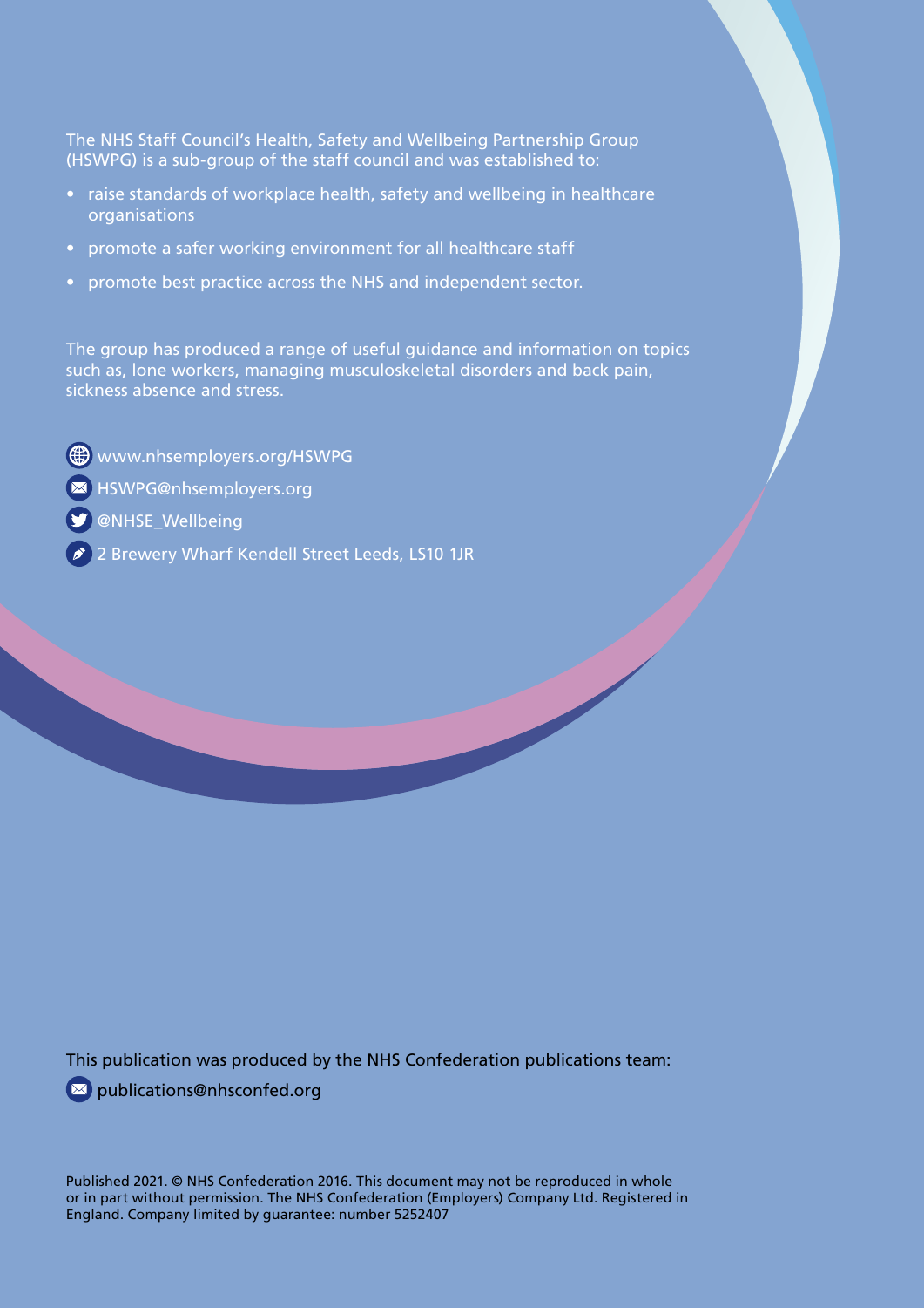The NHS Staff Council's Health, Safety and Wellbeing Partnership Group (HSWPG) is a sub-group of the staff council and was established to:

- raise standards of workplace health, safety and wellbeing in healthcare organisations
- promote a safer working environment for all healthcare staff
- promote best practice across the NHS and independent sector.

The group has produced a range of useful guidance and information on topics such as, lone workers, managing musculoskeletal disorders and back pain, sickness absence and stress.

www.nhsemployers.org/HSWPG

HSWPG@nhsemployers.org

@NHSE_Wellbeing

2 Brewery Wharf Kendell Street Leeds, LS10 1JR

This publication was produced by the NHS Confederation publications team:

publications@nhsconfed.org

Published 2021. © NHS Confederation 2016. This document may not be reproduced in whole or in part without permission. The NHS Confederation (Employers) Company Ltd. Registered in England. Company limited by guarantee: number 5252407